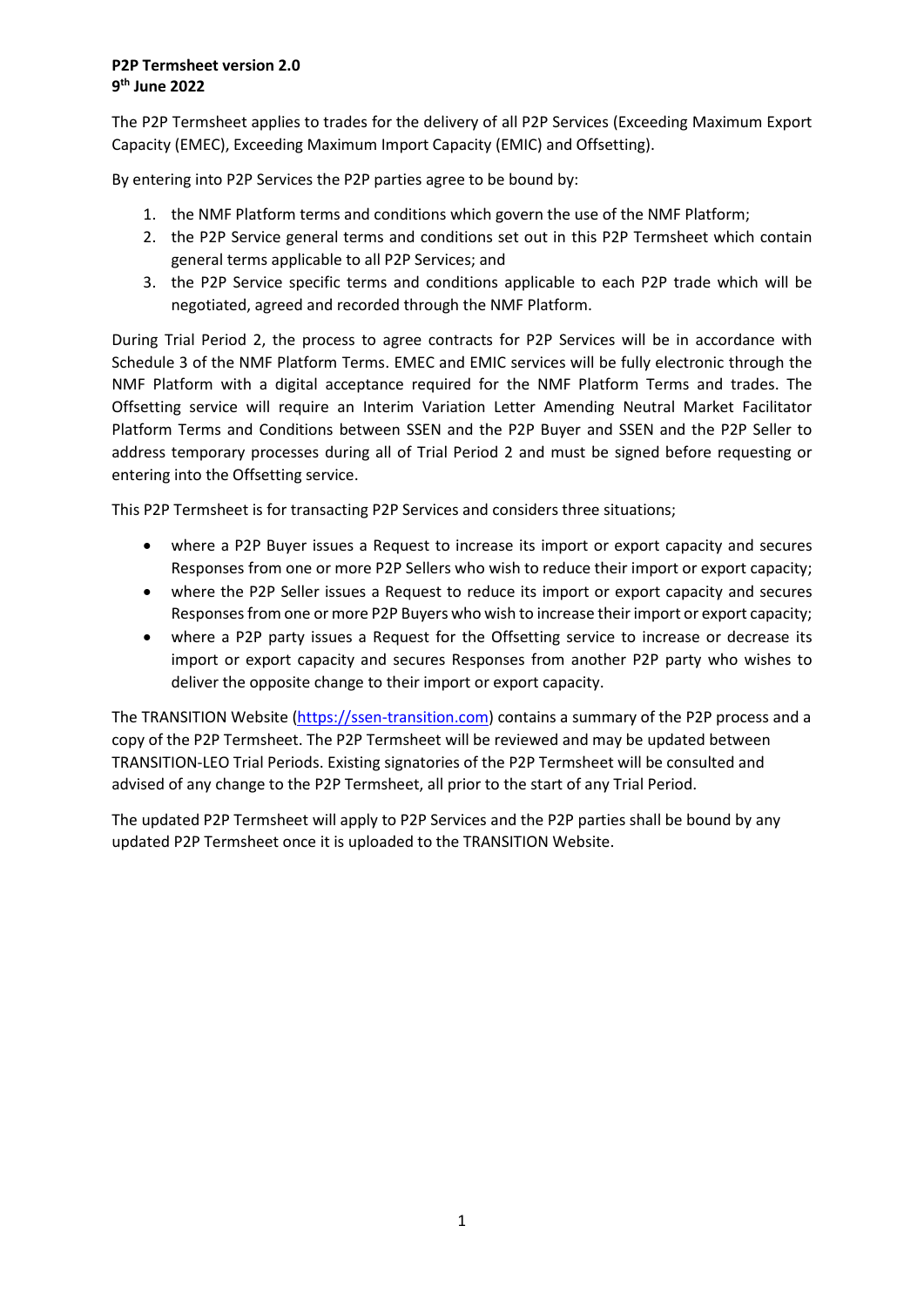**P2P Termsheet version 2.0**
**9th June 2022**

The P2P Termsheet applies to trades for the delivery of all P2P Services (Exceeding Maximum Export Capacity (EMEC), Exceeding Maximum Import Capacity (EMIC) and Offsetting).

By entering into P2P Services the P2P parties agree to be bound by:

1. the NMF Platform terms and conditions which govern the use of the NMF Platform;
2. the P2P Service general terms and conditions set out in this P2P Termsheet which contain general terms applicable to all P2P Services; and
3. the P2P Service specific terms and conditions applicable to each P2P trade which will be negotiated, agreed and recorded through the NMF Platform.

During Trial Period 2, the process to agree contracts for P2P Services will be in accordance with Schedule 3 of the NMF Platform Terms. EMEC and EMIC services will be fully electronic through the NMF Platform with a digital acceptance required for the NMF Platform Terms and trades. The Offsetting service will require an Interim Variation Letter Amending Neutral Market Facilitator Platform Terms and Conditions between SSEN and the P2P Buyer and SSEN and the P2P Seller to address temporary processes during all of Trial Period 2 and must be signed before requesting or entering into the Offsetting service.

This P2P Termsheet is for transacting P2P Services and considers three situations;

- where a P2P Buyer issues a Request to increase its import or export capacity and secures Responses from one or more P2P Sellers who wish to reduce their import or export capacity;
- where the P2P Seller issues a Request to reduce its import or export capacity and secures Responses from one or more P2P Buyers who wish to increase their import or export capacity;
- where a P2P party issues a Request for the Offsetting service to increase or decrease its import or export capacity and secures Responses from another P2P party who wishes to deliver the opposite change to their import or export capacity.

The TRANSITION Website (https://ssen-transition.com) contains a summary of the P2P process and a copy of the P2P Termsheet. The P2P Termsheet will be reviewed and may be updated between TRANSITION-LEO Trial Periods. Existing signatories of the P2P Termsheet will be consulted and advised of any change to the P2P Termsheet, all prior to the start of any Trial Period.

The updated P2P Termsheet will apply to P2P Services and the P2P parties shall be bound by any updated P2P Termsheet once it is uploaded to the TRANSITION Website.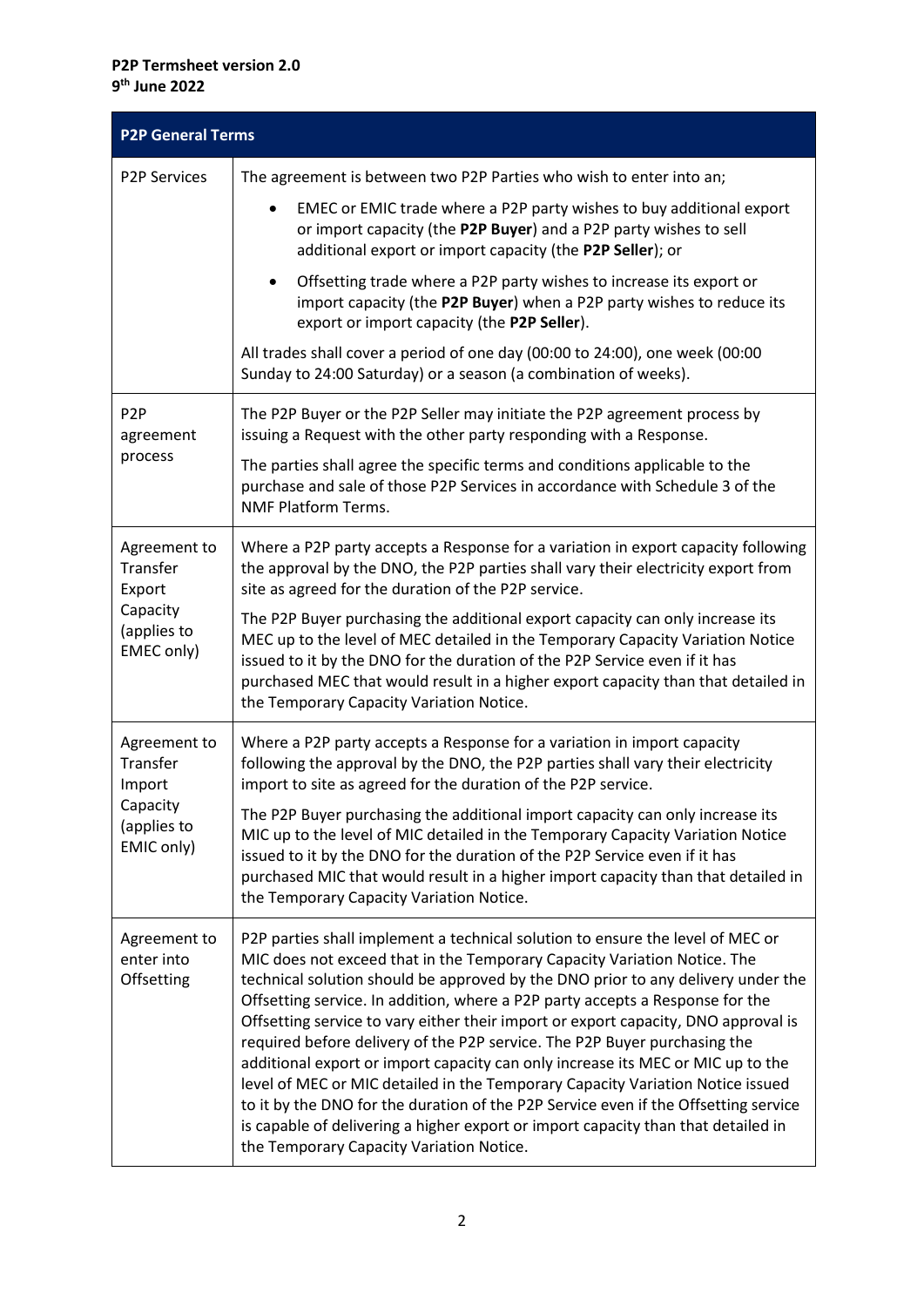**P2P Termsheet version 2.0**
**9th June 2022**

| P2P General Terms | |
|---|---|
| P2P Services | The agreement is between two P2P Parties who wish to enter into an;<br>• EMEC or EMIC trade where a P2P party wishes to buy additional export or import capacity (the **P2P Buyer**) and a P2P party wishes to sell additional export or import capacity (the **P2P Seller**); or<br>• Offsetting trade where a P2P party wishes to increase its export or import capacity (the **P2P Buyer**) when a P2P party wishes to reduce its export or import capacity (the **P2P Seller**).<br>All trades shall cover a period of one day (00:00 to 24:00), one week (00:00 Sunday to 24:00 Saturday) or a season (a combination of weeks). |
| P2P agreement process | The P2P Buyer or the P2P Seller may initiate the P2P agreement process by issuing a Request with the other party responding with a Response.<br>The parties shall agree the specific terms and conditions applicable to the purchase and sale of those P2P Services in accordance with Schedule 3 of the NMF Platform Terms. |
| Agreement to Transfer Export Capacity (applies to EMEC only) | Where a P2P party accepts a Response for a variation in export capacity following the approval by the DNO, the P2P parties shall vary their electricity export from site as agreed for the duration of the P2P service.<br>The P2P Buyer purchasing the additional export capacity can only increase its MEC up to the level of MEC detailed in the Temporary Capacity Variation Notice issued to it by the DNO for the duration of the P2P Service even if it has purchased MEC that would result in a higher export capacity than that detailed in the Temporary Capacity Variation Notice. |
| Agreement to Transfer Import Capacity (applies to EMIC only) | Where a P2P party accepts a Response for a variation in import capacity following the approval by the DNO, the P2P parties shall vary their electricity import to site as agreed for the duration of the P2P service.<br>The P2P Buyer purchasing the additional import capacity can only increase its MIC up to the level of MIC detailed in the Temporary Capacity Variation Notice issued to it by the DNO for the duration of the P2P Service even if it has purchased MIC that would result in a higher import capacity than that detailed in the Temporary Capacity Variation Notice. |
| Agreement to enter into Offsetting | P2P parties shall implement a technical solution to ensure the level of MEC or MIC does not exceed that in the Temporary Capacity Variation Notice. The technical solution should be approved by the DNO prior to any delivery under the Offsetting service. In addition, where a P2P party accepts a Response for the Offsetting service to vary either their import or export capacity, DNO approval is required before delivery of the P2P service. The P2P Buyer purchasing the additional export or import capacity can only increase its MEC or MIC up to the level of MEC or MIC detailed in the Temporary Capacity Variation Notice issued to it by the DNO for the duration of the P2P Service even if the Offsetting service is capable of delivering a higher export or import capacity than that detailed in the Temporary Capacity Variation Notice. |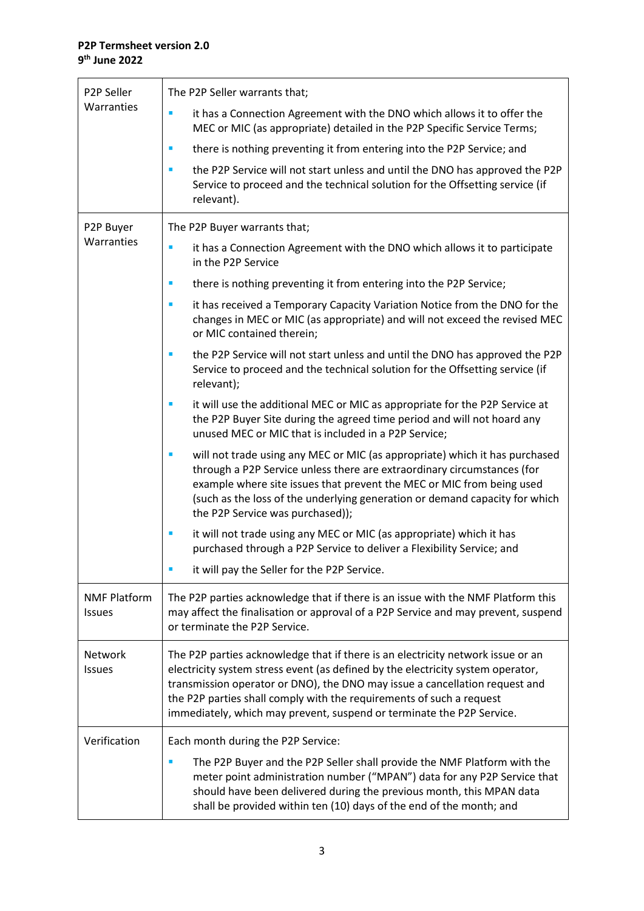| | |
|---|---|
| P2P Seller Warranties | The P2P Seller warrants that;<br>▪ it has a Connection Agreement with the DNO which allows it to offer the MEC or MIC (as appropriate) detailed in the P2P Specific Service Terms;<br>▪ there is nothing preventing it from entering into the P2P Service; and<br>▪ the P2P Service will not start unless and until the DNO has approved the P2P Service to proceed and the technical solution for the Offsetting service (if relevant). |
| P2P Buyer Warranties | The P2P Buyer warrants that;<br>▪ it has a Connection Agreement with the DNO which allows it to participate in the P2P Service<br>▪ there is nothing preventing it from entering into the P2P Service;<br>▪ it has received a Temporary Capacity Variation Notice from the DNO for the changes in MEC or MIC (as appropriate) and will not exceed the revised MEC or MIC contained therein;<br>▪ the P2P Service will not start unless and until the DNO has approved the P2P Service to proceed and the technical solution for the Offsetting service (if relevant);<br>▪ it will use the additional MEC or MIC as appropriate for the P2P Service at the P2P Buyer Site during the agreed time period and will not hoard any unused MEC or MIC that is included in a P2P Service;<br>▪ will not trade using any MEC or MIC (as appropriate) which it has purchased through a P2P Service unless there are extraordinary circumstances (for example where site issues that prevent the MEC or MIC from being used (such as the loss of the underlying generation or demand capacity for which the P2P Service was purchased));<br>▪ it will not trade using any MEC or MIC (as appropriate) which it has purchased through a P2P Service to deliver a Flexibility Service; and<br>▪ it will pay the Seller for the P2P Service. |
| NMF Platform Issues | The P2P parties acknowledge that if there is an issue with the NMF Platform this may affect the finalisation or approval of a P2P Service and may prevent, suspend or terminate the P2P Service. |
| Network Issues | The P2P parties acknowledge that if there is an electricity network issue or an electricity system stress event (as defined by the electricity system operator, transmission operator or DNO), the DNO may issue a cancellation request and the P2P parties shall comply with the requirements of such a request immediately, which may prevent, suspend or terminate the P2P Service. |
| Verification | Each month during the P2P Service:<br>▪ The P2P Buyer and the P2P Seller shall provide the NMF Platform with the meter point administration number ("MPAN") data for any P2P Service that should have been delivered during the previous month, this MPAN data shall be provided within ten (10) days of the end of the month; and |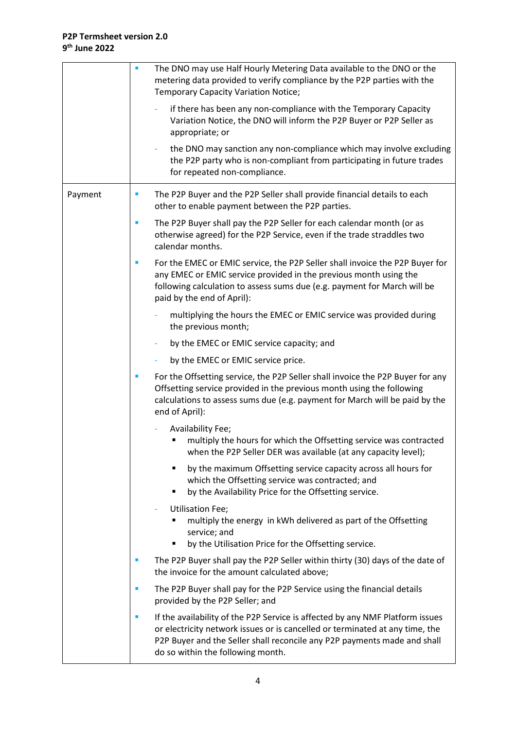| | |
|---|---|
| | ▪ The DNO may use Half Hourly Metering Data available to the DNO or the metering data provided to verify compliance by the P2P parties with the Temporary Capacity Variation Notice;<br>- if there has been any non-compliance with the Temporary Capacity Variation Notice, the DNO will inform the P2P Buyer or P2P Seller as appropriate; or<br>- the DNO may sanction any non-compliance which may involve excluding the P2P party who is non-compliant from participating in future trades for repeated non-compliance. |
| Payment | ▪ The P2P Buyer and the P2P Seller shall provide financial details to each other to enable payment between the P2P parties.<br>▪ The P2P Buyer shall pay the P2P Seller for each calendar month (or as otherwise agreed) for the P2P Service, even if the trade straddles two calendar months.<br>▪ For the EMEC or EMIC service, the P2P Seller shall invoice the P2P Buyer for any EMEC or EMIC service provided in the previous month using the following calculation to assess sums due (e.g. payment for March will be paid by the end of April):<br>- multiplying the hours the EMEC or EMIC service was provided during the previous month;<br>- by the EMEC or EMIC service capacity; and<br>- by the EMEC or EMIC service price.<br>▪ For the Offsetting service, the P2P Seller shall invoice the P2P Buyer for any Offsetting service provided in the previous month using the following calculations to assess sums due (e.g. payment for March will be paid by the end of April):<br>- Availability Fee;<br>  ▪ multiply the hours for which the Offsetting service was contracted when the P2P Seller DER was available (at any capacity level);<br>  ▪ by the maximum Offsetting service capacity across all hours for which the Offsetting service was contracted; and<br>  ▪ by the Availability Price for the Offsetting service.<br>- Utilisation Fee;<br>  ▪ multiply the energy in kWh delivered as part of the Offsetting service; and<br>  ▪ by the Utilisation Price for the Offsetting service.<br>▪ The P2P Buyer shall pay the P2P Seller within thirty (30) days of the date of the invoice for the amount calculated above;<br>▪ The P2P Buyer shall pay for the P2P Service using the financial details provided by the P2P Seller; and<br>▪ If the availability of the P2P Service is affected by any NMF Platform issues or electricity network issues or is cancelled or terminated at any time, the P2P Buyer and the Seller shall reconcile any P2P payments made and shall do so within the following month. |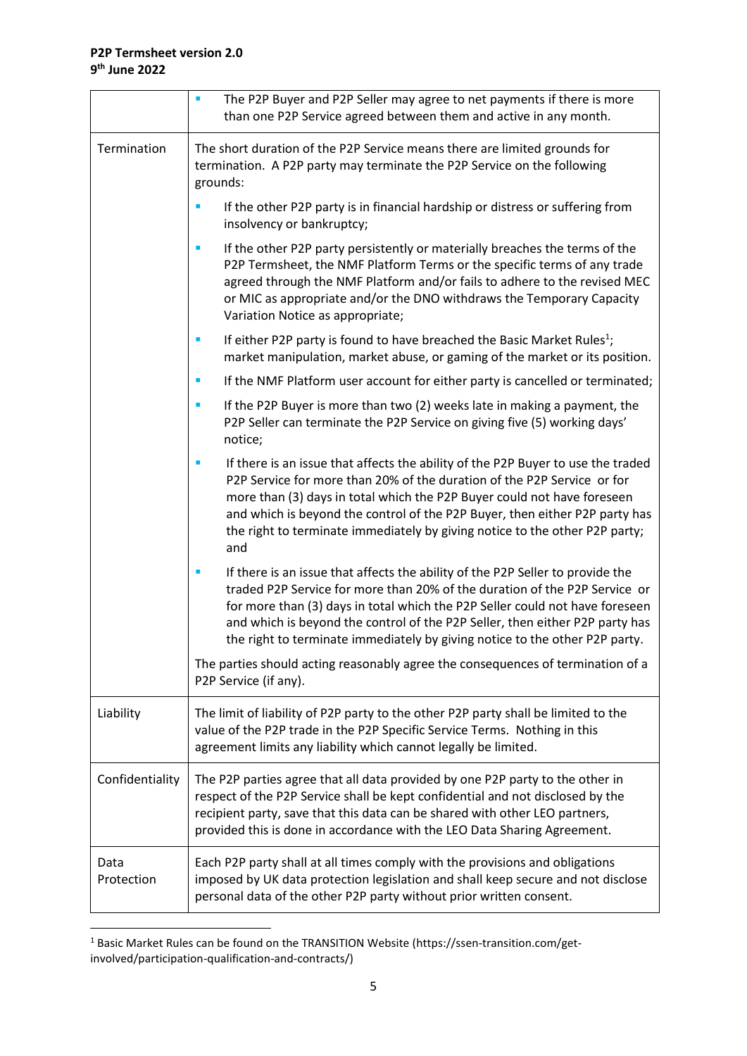| | |
|---|---|
| | ▪ The P2P Buyer and P2P Seller may agree to net payments if there is more than one P2P Service agreed between them and active in any month. |
| Termination | The short duration of the P2P Service means there are limited grounds for termination. A P2P party may terminate the P2P Service on the following grounds:<br><br>▪ If the other P2P party is in financial hardship or distress or suffering from insolvency or bankruptcy;<br><br>▪ If the other P2P party persistently or materially breaches the terms of the P2P Termsheet, the NMF Platform Terms or the specific terms of any trade agreed through the NMF Platform and/or fails to adhere to the revised MEC or MIC as appropriate and/or the DNO withdraws the Temporary Capacity Variation Notice as appropriate;<br><br>▪ If either P2P party is found to have breached the Basic Market Rules[1]; market manipulation, market abuse, or gaming of the market or its position.<br><br>▪ If the NMF Platform user account for either party is cancelled or terminated;<br><br>▪ If the P2P Buyer is more than two (2) weeks late in making a payment, the P2P Seller can terminate the P2P Service on giving five (5) working days' notice;<br><br>▪ If there is an issue that affects the ability of the P2P Buyer to use the traded P2P Service for more than 20% of the duration of the P2P Service or for more than (3) days in total which the P2P Buyer could not have foreseen and which is beyond the control of the P2P Buyer, then either P2P party has the right to terminate immediately by giving notice to the other P2P party; and<br><br>▪ If there is an issue that affects the ability of the P2P Seller to provide the traded P2P Service for more than 20% of the duration of the P2P Service or for more than (3) days in total which the P2P Seller could not have foreseen and which is beyond the control of the P2P Seller, then either P2P party has the right to terminate immediately by giving notice to the other P2P party.<br><br>The parties should acting reasonably agree the consequences of termination of a P2P Service (if any). |
| Liability | The limit of liability of P2P party to the other P2P party shall be limited to the value of the P2P trade in the P2P Specific Service Terms. Nothing in this agreement limits any liability which cannot legally be limited. |
| Confidentiality | The P2P parties agree that all data provided by one P2P party to the other in respect of the P2P Service shall be kept confidential and not disclosed by the recipient party, save that this data can be shared with other LEO partners, provided this is done in accordance with the LEO Data Sharing Agreement. |
| Data Protection | Each P2P party shall at all times comply with the provisions and obligations imposed by UK data protection legislation and shall keep secure and not disclose personal data of the other P2P party without prior written consent. |

[1] Basic Market Rules can be found on the TRANSITION Website (https://ssen-transition.com/get-involved/participation-qualification-and-contracts/)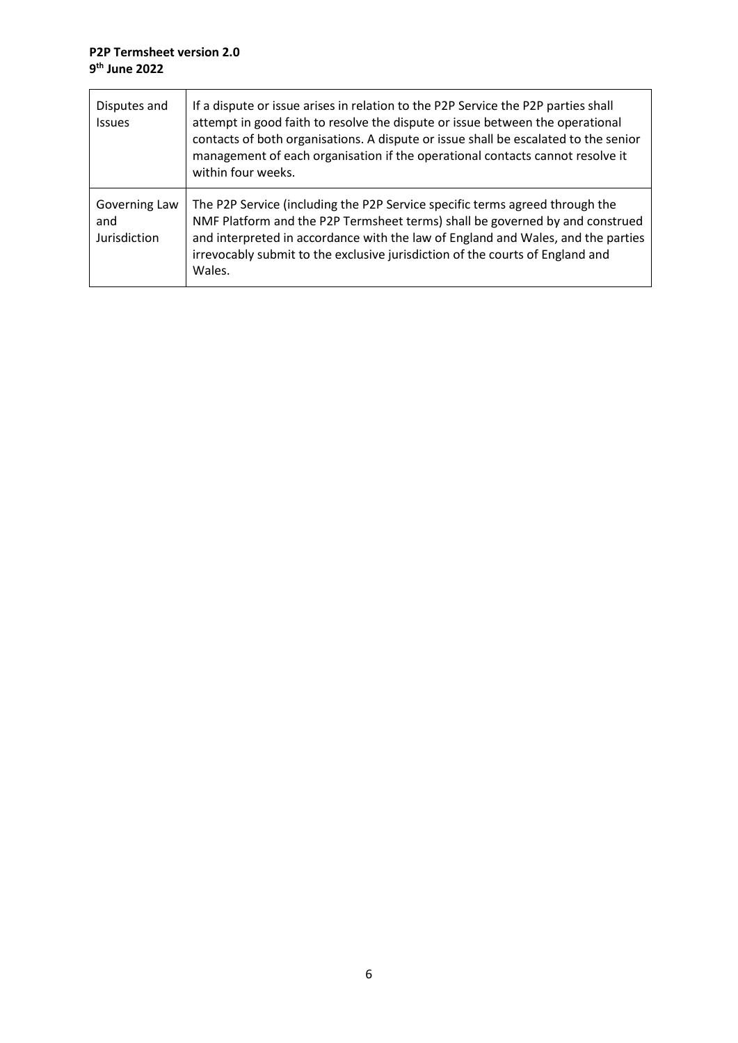| | |
|---|---|
| Disputes and Issues | If a dispute or issue arises in relation to the P2P Service the P2P parties shall attempt in good faith to resolve the dispute or issue between the operational contacts of both organisations. A dispute or issue shall be escalated to the senior management of each organisation if the operational contacts cannot resolve it within four weeks. |
| Governing Law and Jurisdiction | The P2P Service (including the P2P Service specific terms agreed through the NMF Platform and the P2P Termsheet terms) shall be governed by and construed and interpreted in accordance with the law of England and Wales, and the parties irrevocably submit to the exclusive jurisdiction of the courts of England and Wales. |